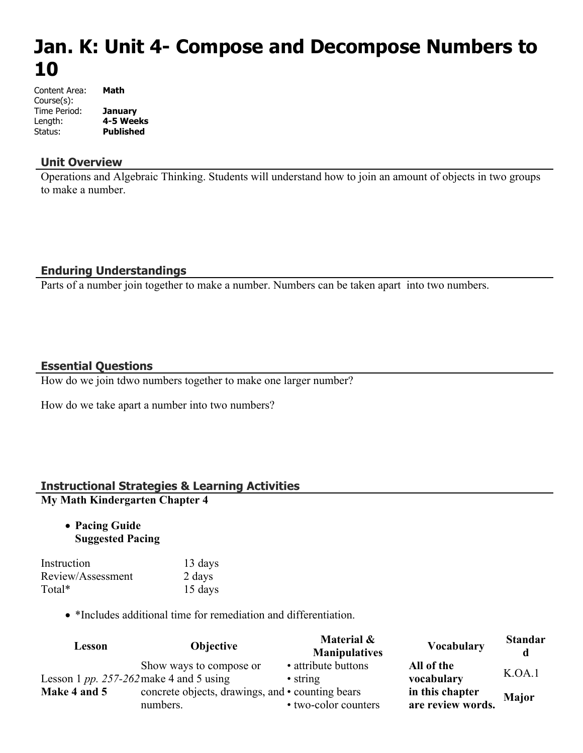# Jan. K: Unit 4- Compose and Decompose Numbers to 10

Content Area: **Math**
Course(s):
Time Period: **January**
Length: **4-5 Weeks**
Status: **Published**

## Unit Overview

Operations and Algebraic Thinking. Students will understand how to join an amount of objects in two groups to make a number.

## Enduring Understandings

Parts of a number join together to make a number. Numbers can be taken apart into two numbers.

## Essential Questions

How do we join tdwo numbers together to make one larger number?

How do we take apart a number into two numbers?

## Instructional Strategies & Learning Activities

**My Math Kindergarten Chapter 4**

- **Pacing Guide**
  **Suggested Pacing**

| | |
|---|---|
| Instruction | 13 days |
| Review/Assessment | 2 days |
| Total* | 15 days |

- *Includes additional time for remediation and differentiation.

| Lesson | Objective | Material & Manipulatives | Vocabulary | Standard |
|---|---|---|---|---|
| Lesson 1 *pp. 257-262* **Make 4 and 5** | Show ways to compose or make 4 and 5 using concrete objects, drawings, and numbers. | • attribute buttons • string • counting bears • two-color counters | **All of the vocabulary in this chapter are review words.** | K.OA.1 **Major** |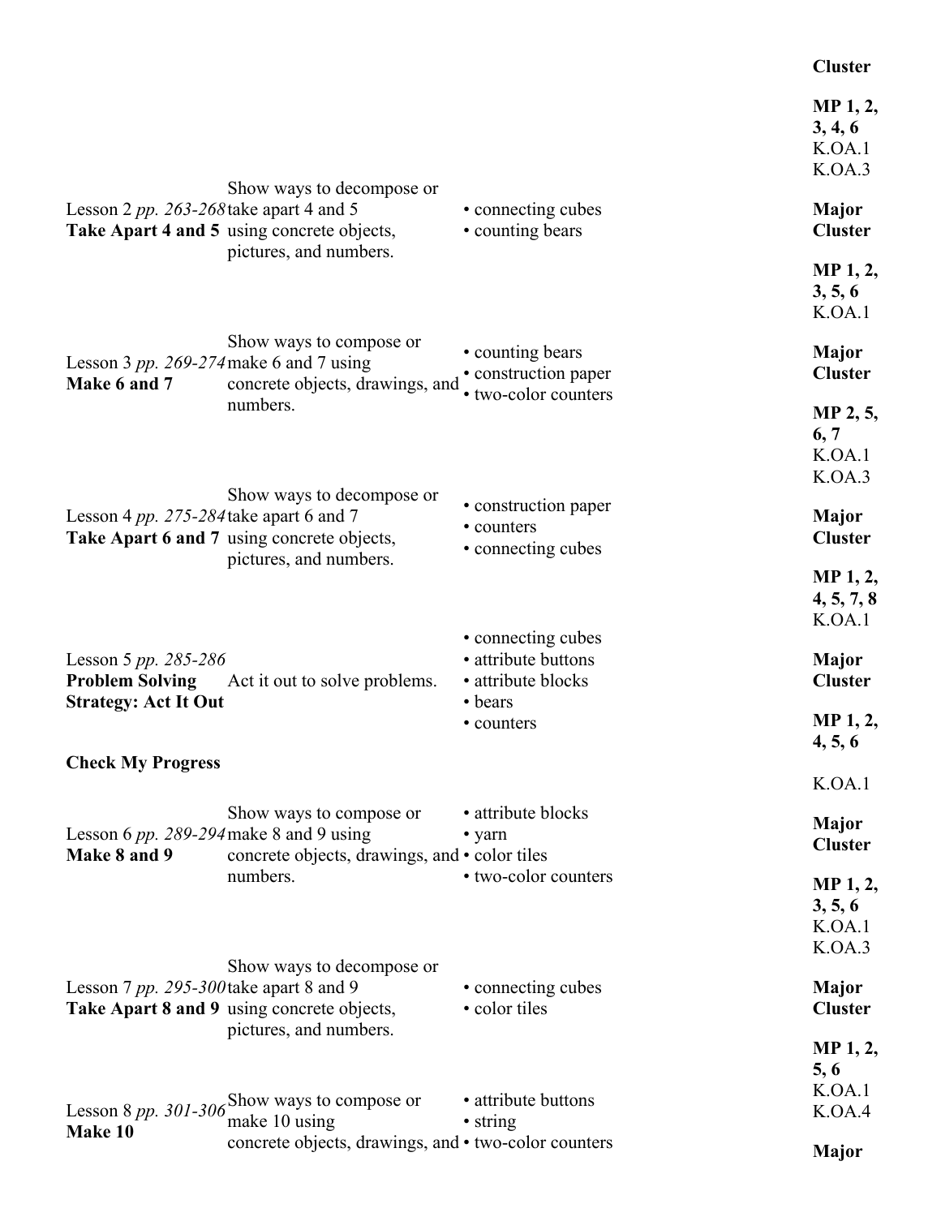| | | | Cluster |
|---|---|---|---|
| | | | **MP 1, 2, 3, 4, 6** K.OA.1 K.OA.3 |
| Lesson 2 *pp. 263-268* **Take Apart 4 and 5** | Show ways to decompose or take apart 4 and 5 using concrete objects, pictures, and numbers. | • connecting cubes<br>• counting bears | **Major Cluster** |
| | | | **MP 1, 2, 3, 5, 6** K.OA.1 |
| Lesson 3 *pp. 269-274* **Make 6 and 7** | Show ways to compose or make 6 and 7 using concrete objects, drawings, and numbers. | • counting bears<br>• construction paper<br>• two-color counters | **Major Cluster** |
| | | | **MP 2, 5, 6, 7** K.OA.1 K.OA.3 |
| Lesson 4 *pp. 275-284* **Take Apart 6 and 7** | Show ways to decompose or take apart 6 and 7 using concrete objects, pictures, and numbers. | • construction paper<br>• counters<br>• connecting cubes | **Major Cluster** |
| | | | **MP 1, 2, 4, 5, 7, 8** K.OA.1 |
| Lesson 5 *pp. 285-286* **Problem Solving Strategy: Act It Out** | Act it out to solve problems. | • connecting cubes<br>• attribute buttons<br>• attribute blocks<br>• bears<br>• counters | **Major Cluster** |
| | | | **MP 1, 2, 4, 5, 6** |
| **Check My Progress** | | | K.OA.1 |
| Lesson 6 *pp. 289-294* **Make 8 and 9** | Show ways to compose or make 8 and 9 using concrete objects, drawings, and numbers. | • attribute blocks<br>• yarn<br>• color tiles<br>• two-color counters | **Major Cluster** |
| | | | **MP 1, 2, 3, 5, 6** K.OA.1 K.OA.3 |
| Lesson 7 *pp. 295-300* **Take Apart 8 and 9** | Show ways to decompose or take apart 8 and 9 using concrete objects, pictures, and numbers. | • connecting cubes<br>• color tiles | **Major Cluster** |
| | | | **MP 1, 2, 5, 6** K.OA.1 K.OA.4 |
| Lesson 8 *pp. 301-306* **Make 10** | Show ways to compose or make 10 using concrete objects, drawings, and | • attribute buttons<br>• string<br>• two-color counters | **Major** |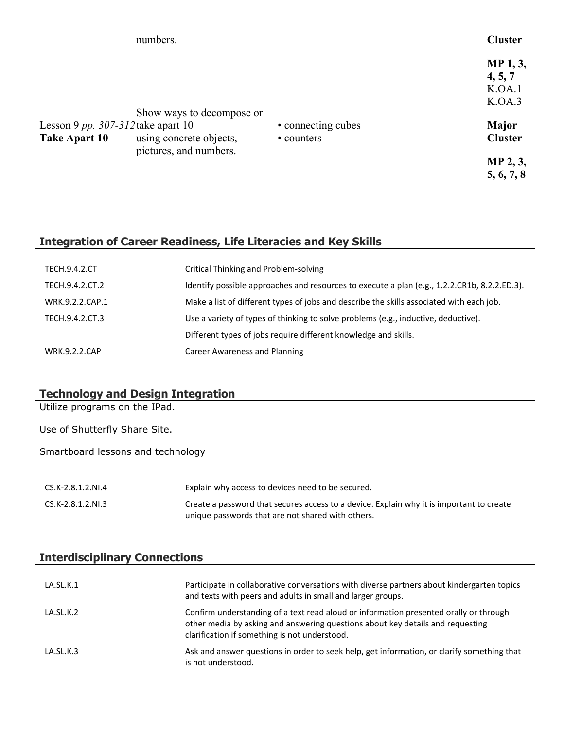| | | | |
|---|---|---|---|
| | numbers. | | **Cluster**<br><br>**MP 1, 3, 4, 5, 7** |
| Lesson 9 *pp. 307-312*<br>**Take Apart 10** | Show ways to decompose or take apart 10 using concrete objects, pictures, and numbers. | • connecting cubes<br>• counters | K.OA.1<br>K.OA.3<br><br>**Major Cluster**<br><br>**MP 2, 3, 5, 6, 7, 8** |

## Integration of Career Readiness, Life Literacies and Key Skills

| | |
|---|---|
| TECH.9.4.2.CT | Critical Thinking and Problem-solving |
| TECH.9.4.2.CT.2 | Identify possible approaches and resources to execute a plan (e.g., 1.2.2.CR1b, 8.2.2.ED.3). |
| WRK.9.2.2.CAP.1 | Make a list of different types of jobs and describe the skills associated with each job. |
| TECH.9.4.2.CT.3 | Use a variety of types of thinking to solve problems (e.g., inductive, deductive). |
| | Different types of jobs require different knowledge and skills. |
| WRK.9.2.2.CAP | Career Awareness and Planning |

## Technology and Design Integration

Utilize programs on the IPad.

Use of Shutterfly Share Site.

Smartboard lessons and technology

| | |
|---|---|
| CS.K-2.8.1.2.NI.4 | Explain why access to devices need to be secured. |
| CS.K-2.8.1.2.NI.3 | Create a password that secures access to a device. Explain why it is important to create unique passwords that are not shared with others. |

## Interdisciplinary Connections

| | |
|---|---|
| LA.SL.K.1 | Participate in collaborative conversations with diverse partners about kindergarten topics and texts with peers and adults in small and larger groups. |
| LA.SL.K.2 | Confirm understanding of a text read aloud or information presented orally or through other media by asking and answering questions about key details and requesting clarification if something is not understood. |
| LA.SL.K.3 | Ask and answer questions in order to seek help, get information, or clarify something that is not understood. |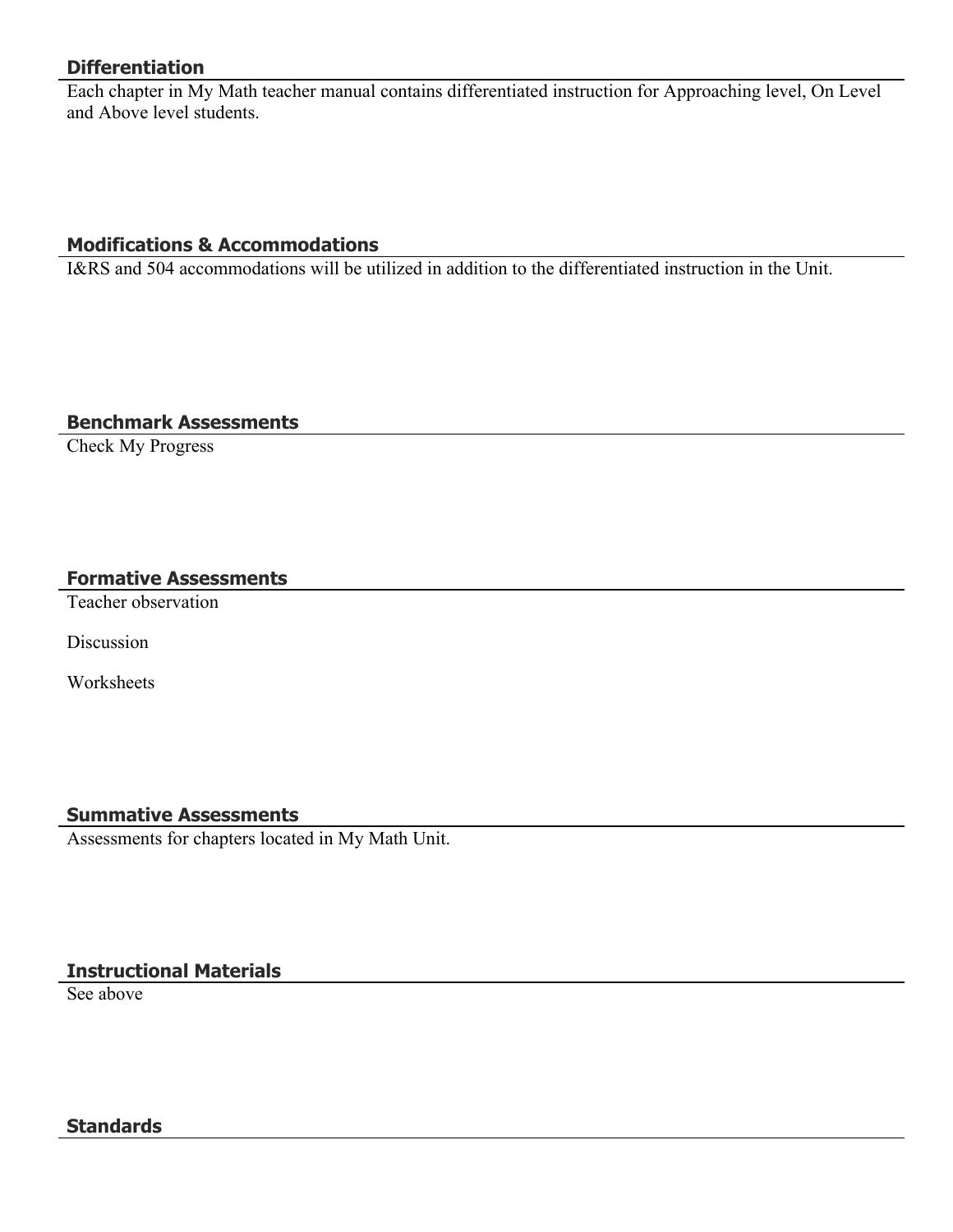## Differentiation

Each chapter in My Math teacher manual contains differentiated instruction for Approaching level, On Level and Above level students.

## Modifications & Accommodations

I&RS and 504 accommodations will be utilized in addition to the differentiated instruction in the Unit.

## Benchmark Assessments

Check My Progress

## Formative Assessments

Teacher observation

Discussion

Worksheets

## Summative Assessments

Assessments for chapters located in My Math Unit.

## Instructional Materials

See above

## Standards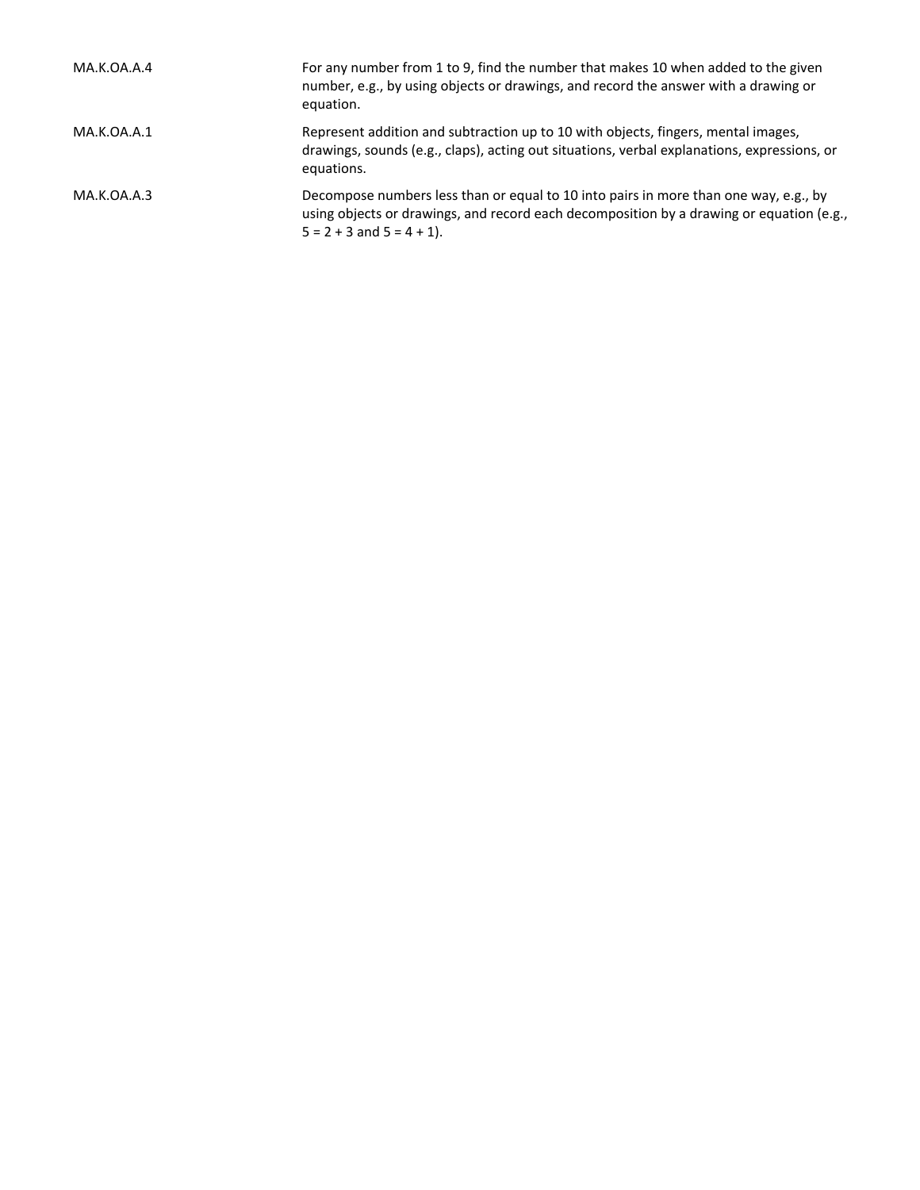| | |
|---|---|
| MA.K.OA.A.4 | For any number from 1 to 9, find the number that makes 10 when added to the given number, e.g., by using objects or drawings, and record the answer with a drawing or equation. |
| MA.K.OA.A.1 | Represent addition and subtraction up to 10 with objects, fingers, mental images, drawings, sounds (e.g., claps), acting out situations, verbal explanations, expressions, or equations. |
| MA.K.OA.A.3 | Decompose numbers less than or equal to 10 into pairs in more than one way, e.g., by using objects or drawings, and record each decomposition by a drawing or equation (e.g., $5 = 2 + 3$ and $5 = 4 + 1$). |